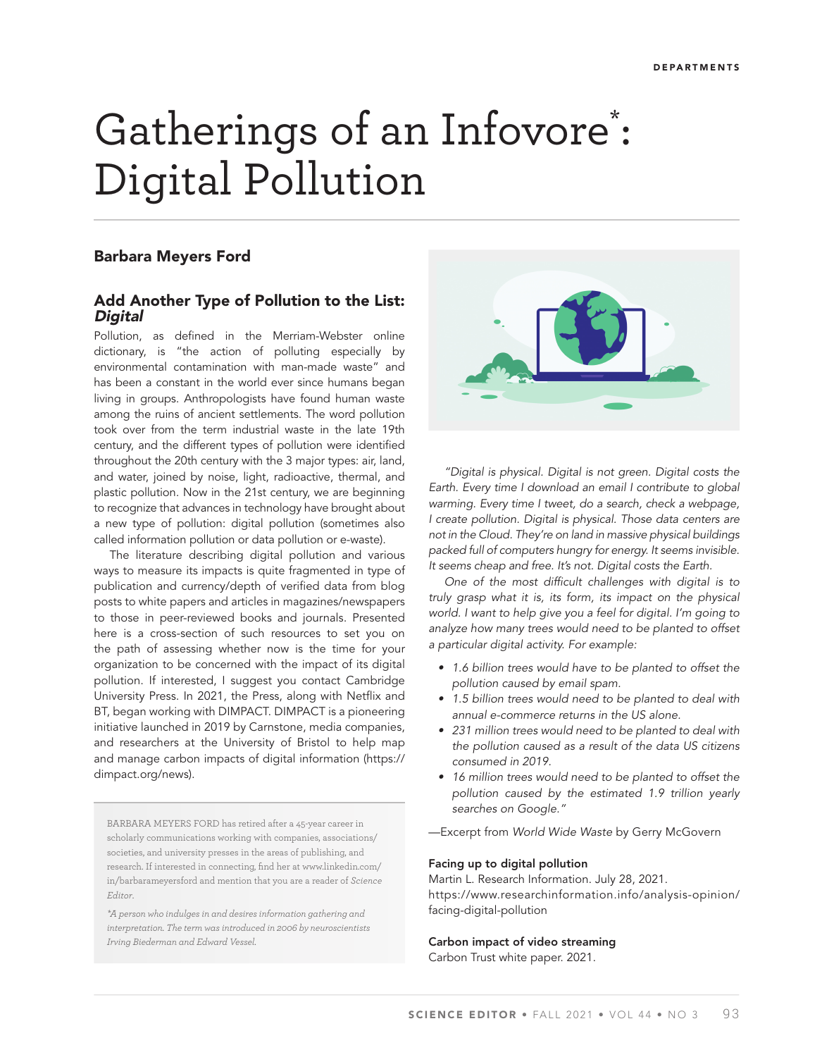# Gatherings of an Infovore*: Digital Pollution

**Barbara Meyers Ford**

## Add Another Type of Pollution to the List: *Digital*

Pollution, as defined in the Merriam-Webster online dictionary, is "the action of polluting especially by environmental contamination with man-made waste" and has been a constant in the world ever since humans began living in groups. Anthropologists have found human waste among the ruins of ancient settlements. The word pollution took over from the term industrial waste in the late 19th century, and the different types of pollution were identified throughout the 20th century with the 3 major types: air, land, and water, joined by noise, light, radioactive, thermal, and plastic pollution. Now in the 21st century, we are beginning to recognize that advances in technology have brought about a new type of pollution: digital pollution (sometimes also called information pollution or data pollution or e-waste).

The literature describing digital pollution and various ways to measure its impacts is quite fragmented in type of publication and currency/depth of verified data from blog posts to white papers and articles in magazines/newspapers to those in peer-reviewed books and journals. Presented here is a cross-section of such resources to set you on the path of assessing whether now is the time for your organization to be concerned with the impact of its digital pollution. If interested, I suggest you contact Cambridge University Press. In 2021, the Press, along with Netflix and BT, began working with DIMPACT. DIMPACT is a pioneering initiative launched in 2019 by Carnstone, media companies, and researchers at the University of Bristol to help map and manage carbon impacts of digital information (https://dimpact.org/news).

BARBARA MEYERS FORD has retired after a 45-year career in scholarly communications working with companies, associations/societies, and university presses in the areas of publishing, and research. If interested in connecting, find her at www.linkedin.com/in/barbarameyersford and mention that you are a reader of *Science Editor*.

*\*A person who indulges in and desires information gathering and interpretation. The term was introduced in 2006 by neuroscientists Irving Biederman and Edward Vessel.*

*"Digital is physical. Digital is not green. Digital costs the Earth. Every time I download an email I contribute to global warming. Every time I tweet, do a search, check a webpage, I create pollution. Digital is physical. Those data centers are not in the Cloud. They're on land in massive physical buildings packed full of computers hungry for energy. It seems invisible. It seems cheap and free. It's not. Digital costs the Earth.*

*One of the most difficult challenges with digital is to truly grasp what it is, its form, its impact on the physical world. I want to help give you a feel for digital. I'm going to analyze how many trees would need to be planted to offset a particular digital activity. For example:*

- *1.6 billion trees would have to be planted to offset the pollution caused by email spam.*
- *1.5 billion trees would need to be planted to deal with annual e-commerce returns in the US alone.*
- *231 million trees would need to be planted to deal with the pollution caused as a result of the data US citizens consumed in 2019.*
- *16 million trees would need to be planted to offset the pollution caused by the estimated 1.9 trillion yearly searches on Google."*

—Excerpt from *World Wide Waste* by Gerry McGovern

**Facing up to digital pollution**
Martin L. Research Information. July 28, 2021. https://www.researchinformation.info/analysis-opinion/facing-digital-pollution

**Carbon impact of video streaming**
Carbon Trust white paper. 2021.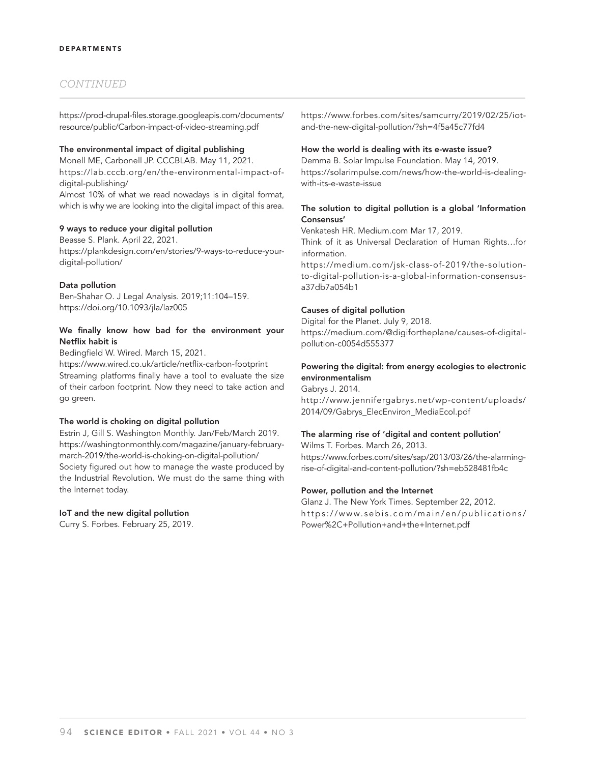*CONTINUED*

https://prod-drupal-files.storage.googleapis.com/documents/resource/public/Carbon-impact-of-video-streaming.pdf

**The environmental impact of digital publishing**
Monell ME, Carbonell JP. CCCBLAB. May 11, 2021.
https://lab.cccb.org/en/the-environmental-impact-of-digital-publishing/
Almost 10% of what we read nowadays is in digital format, which is why we are looking into the digital impact of this area.

**9 ways to reduce your digital pollution**
Beasse S. Plank. April 22, 2021.
https://plankdesign.com/en/stories/9-ways-to-reduce-your-digital-pollution/

**Data pollution**
Ben-Shahar O. J Legal Analysis. 2019;11:104–159.
https://doi.org/10.1093/jla/laz005

**We finally know how bad for the environment your Netflix habit is**
Bedingfield W. Wired. March 15, 2021.
https://www.wired.co.uk/article/netflix-carbon-footprint
Streaming platforms finally have a tool to evaluate the size of their carbon footprint. Now they need to take action and go green.

**The world is choking on digital pollution**
Estrin J, Gill S. Washington Monthly. Jan/Feb/March 2019.
https://washingtonmonthly.com/magazine/january-february-march-2019/the-world-is-choking-on-digital-pollution/
Society figured out how to manage the waste produced by the Industrial Revolution. We must do the same thing with the Internet today.

**IoT and the new digital pollution**
Curry S. Forbes. February 25, 2019.
https://www.forbes.com/sites/samcurry/2019/02/25/iot-and-the-new-digital-pollution/?sh=4f5a45c77fd4

**How the world is dealing with its e-waste issue?**
Demma B. Solar Impulse Foundation. May 14, 2019.
https://solarimpulse.com/news/how-the-world-is-dealing-with-its-e-waste-issue

**The solution to digital pollution is a global 'Information Consensus'**
Venkatesh HR. Medium.com Mar 17, 2019.
Think of it as Universal Declaration of Human Rights…for information.
https://medium.com/jsk-class-of-2019/the-solution-to-digital-pollution-is-a-global-information-consensus-a37db7a054b1

**Causes of digital pollution**
Digital for the Planet. July 9, 2018.
https://medium.com/@digifortheplane/causes-of-digital-pollution-c0054d555377

**Powering the digital: from energy ecologies to electronic environmentalism**
Gabrys J. 2014.
http://www.jennifergabrys.net/wp-content/uploads/2014/09/Gabrys_ElecEnviron_MediaEcol.pdf

**The alarming rise of 'digital and content pollution'**
Wilms T. Forbes. March 26, 2013.
https://www.forbes.com/sites/sap/2013/03/26/the-alarming-rise-of-digital-and-content-pollution/?sh=eb528481fb4c

**Power, pollution and the Internet**
Glanz J. The New York Times. September 22, 2012.
https://www.sebis.com/main/en/publications/Power%2C+Pollution+and+the+Internet.pdf